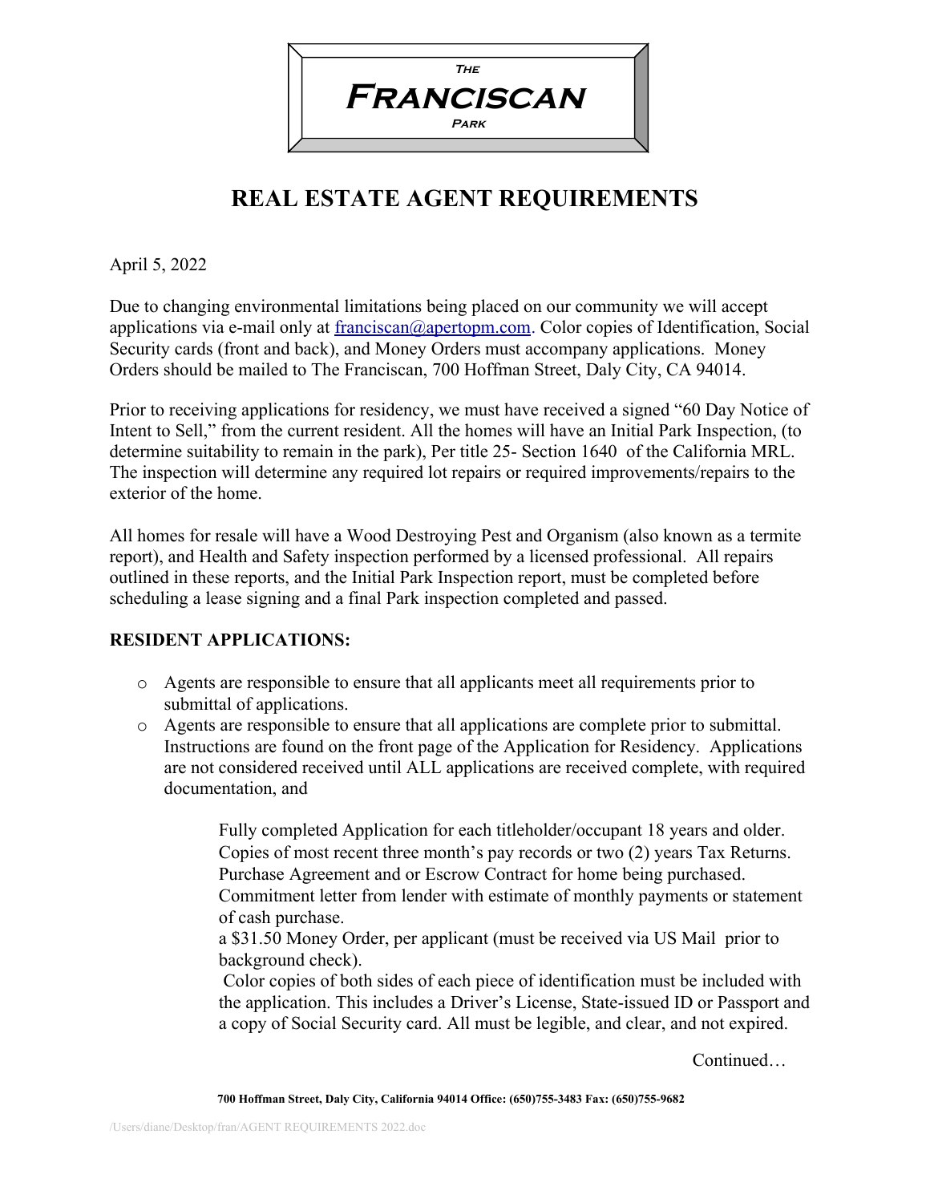**The**
# **Franciscan**
**Park**

# REAL ESTATE AGENT REQUIREMENTS

April 5, 2022

Due to changing environmental limitations being placed on our community we will accept applications via e-mail only at [franciscan@apertopm.com](mailto:franciscan@apertopm.com). Color copies of Identification, Social Security cards (front and back), and Money Orders must accompany applications. Money Orders should be mailed to The Franciscan, 700 Hoffman Street, Daly City, CA 94014.

Prior to receiving applications for residency, we must have received a signed "60 Day Notice of Intent to Sell," from the current resident. All the homes will have an Initial Park Inspection, (to determine suitability to remain in the park), Per title 25- Section 1640 of the California MRL. The inspection will determine any required lot repairs or required improvements/repairs to the exterior of the home.

All homes for resale will have a Wood Destroying Pest and Organism (also known as a termite report), and Health and Safety inspection performed by a licensed professional. All repairs outlined in these reports, and the Initial Park Inspection report, must be completed before scheduling a lease signing and a final Park inspection completed and passed.

## RESIDENT APPLICATIONS:

- Agents are responsible to ensure that all applicants meet all requirements prior to submittal of applications.
- Agents are responsible to ensure that all applications are complete prior to submittal. Instructions are found on the front page of the Application for Residency. Applications are not considered received until ALL applications are received complete, with required documentation, and

  Fully completed Application for each titleholder/occupant 18 years and older.
  Copies of most recent three month's pay records or two (2) years Tax Returns.
  Purchase Agreement and or Escrow Contract for home being purchased.
  Commitment letter from lender with estimate of monthly payments or statement of cash purchase.
  a $31.50 Money Order, per applicant (must be received via US Mail prior to background check).
  Color copies of both sides of each piece of identification must be included with the application. This includes a Driver's License, State-issued ID or Passport and a copy of Social Security card. All must be legible, and clear, and not expired.

Continued…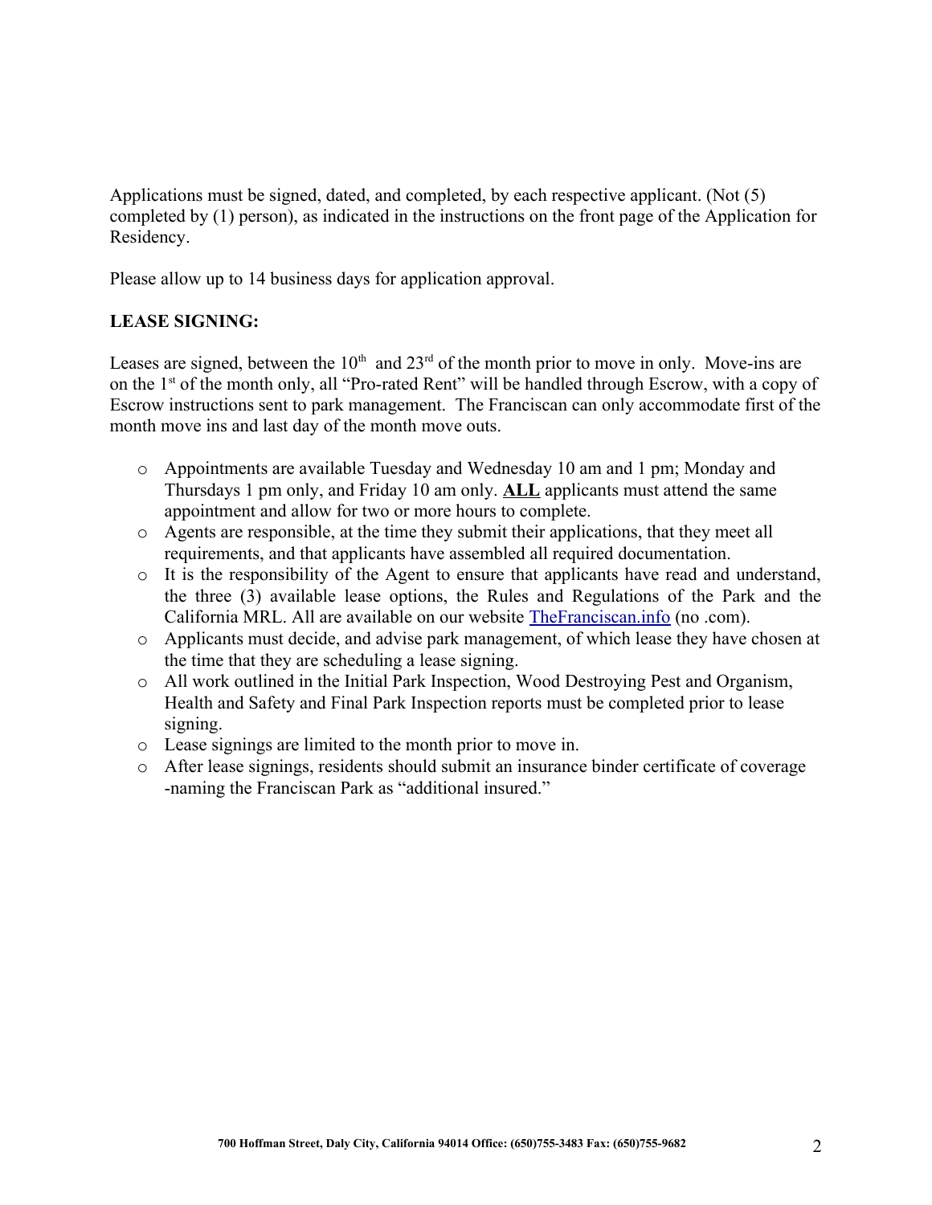Applications must be signed, dated, and completed, by each respective applicant. (Not (5) completed by (1) person), as indicated in the instructions on the front page of the Application for Residency.

Please allow up to 14 business days for application approval.

**LEASE SIGNING:**

Leases are signed, between the 10th and 23rd of the month prior to move in only. Move-ins are on the 1st of the month only, all "Pro-rated Rent" will be handled through Escrow, with a copy of Escrow instructions sent to park management. The Franciscan can only accommodate first of the month move ins and last day of the month move outs.

- Appointments are available Tuesday and Wednesday 10 am and 1 pm; Monday and Thursdays 1 pm only, and Friday 10 am only. **ALL** applicants must attend the same appointment and allow for two or more hours to complete.
- Agents are responsible, at the time they submit their applications, that they meet all requirements, and that applicants have assembled all required documentation.
- It is the responsibility of the Agent to ensure that applicants have read and understand, the three (3) available lease options, the Rules and Regulations of the Park and the California MRL. All are available on our website TheFranciscan.info (no .com).
- Applicants must decide, and advise park management, of which lease they have chosen at the time that they are scheduling a lease signing.
- All work outlined in the Initial Park Inspection, Wood Destroying Pest and Organism, Health and Safety and Final Park Inspection reports must be completed prior to lease signing.
- Lease signings are limited to the month prior to move in.
- After lease signings, residents should submit an insurance binder certificate of coverage -naming the Franciscan Park as "additional insured."

**700 Hoffman Street, Daly City, California 94014 Office: (650)755-3483 Fax: (650)755-9682**